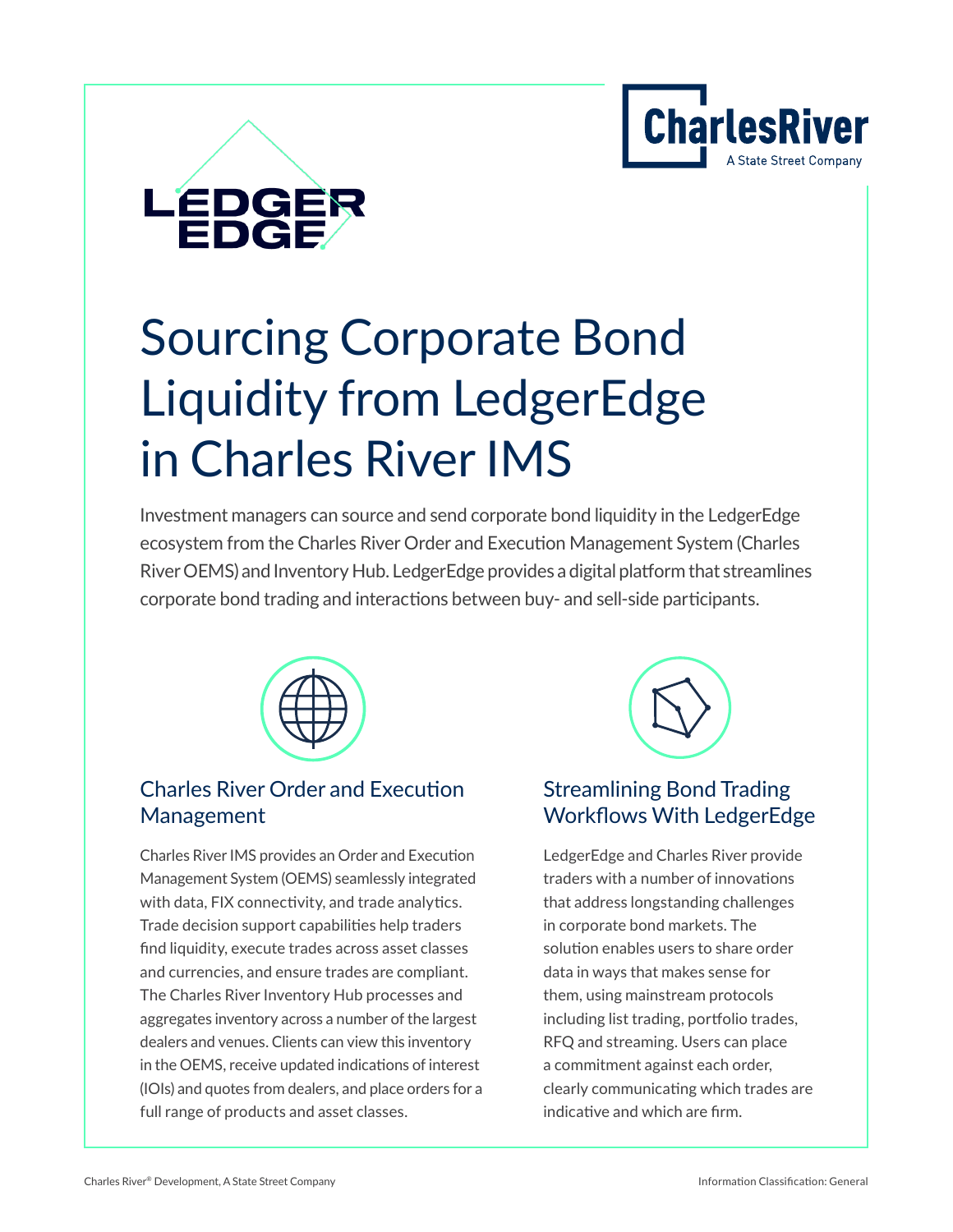# Sourcing Corporate Bond Liquidity from LedgerEdge in Charles River IMS

Investment managers can source and send corporate bond liquidity in the LedgerEdge ecosystem from the Charles River Order and Execution Management System (Charles River OEMS) and Inventory Hub. LedgerEdge provides a digital platform that streamlines corporate bond trading and interactions between buy- and sell-side participants.

## Charles River Order and Execution Management

Charles River IMS provides an Order and Execution Management System (OEMS) seamlessly integrated with data, FIX connectivity, and trade analytics. Trade decision support capabilities help traders find liquidity, execute trades across asset classes and currencies, and ensure trades are compliant. The Charles River Inventory Hub processes and aggregates inventory across a number of the largest dealers and venues. Clients can view this inventory in the OEMS, receive updated indications of interest (IOIs) and quotes from dealers, and place orders for a full range of products and asset classes.

## Streamlining Bond Trading Workflows With LedgerEdge

LedgerEdge and Charles River provide traders with a number of innovations that address longstanding challenges in corporate bond markets. The solution enables users to share order data in ways that makes sense for them, using mainstream protocols including list trading, portfolio trades, RFQ and streaming. Users can place a commitment against each order, clearly communicating which trades are indicative and which are firm.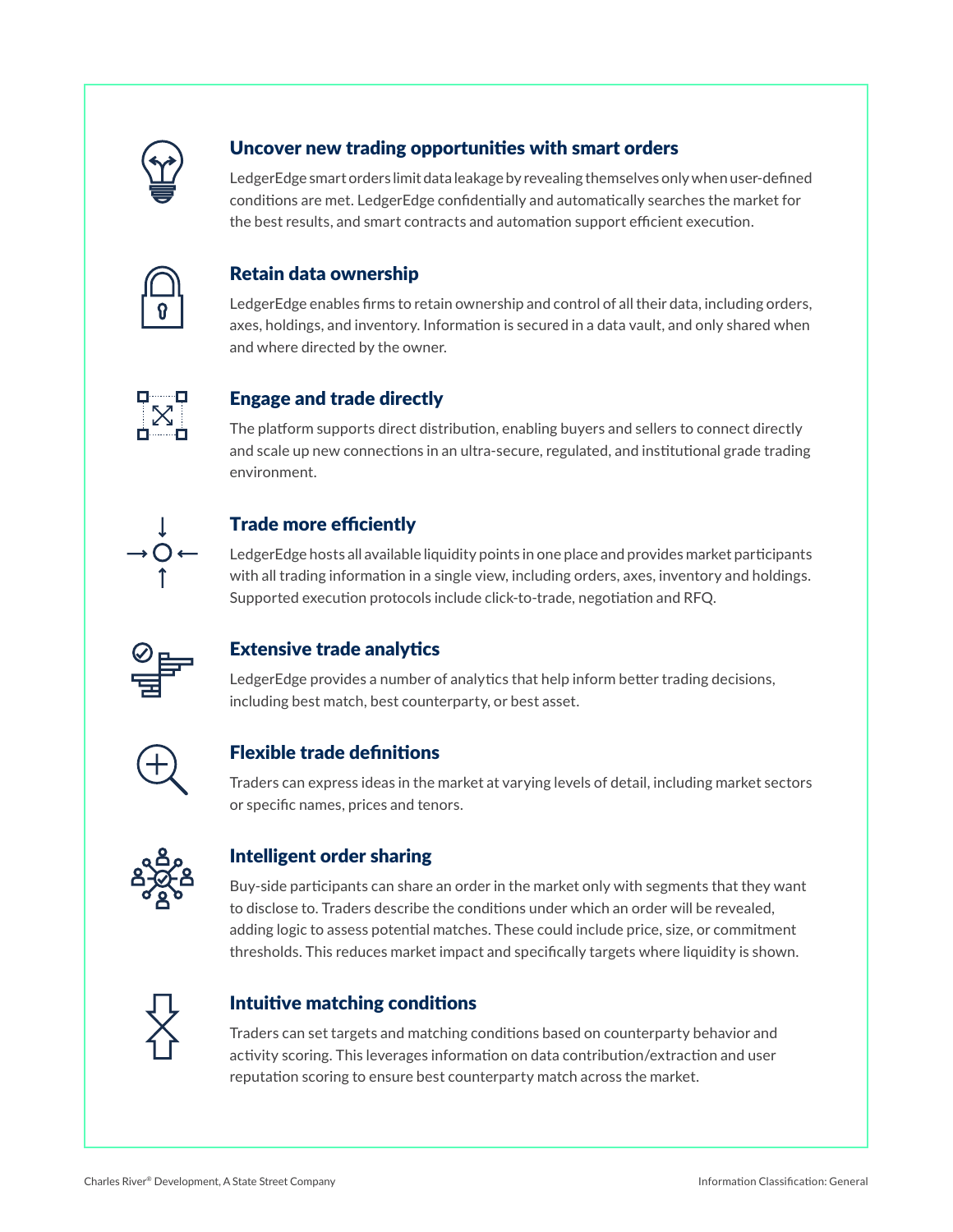### Uncover new trading opportunities with smart orders

LedgerEdge smart orders limit data leakage by revealing themselves only when user-defined conditions are met. LedgerEdge confidentially and automatically searches the market for the best results, and smart contracts and automation support efficient execution.

### Retain data ownership

LedgerEdge enables firms to retain ownership and control of all their data, including orders, axes, holdings, and inventory. Information is secured in a data vault, and only shared when and where directed by the owner.

### Engage and trade directly

The platform supports direct distribution, enabling buyers and sellers to connect directly and scale up new connections in an ultra-secure, regulated, and institutional grade trading environment.

### Trade more efficiently

LedgerEdge hosts all available liquidity points in one place and provides market participants with all trading information in a single view, including orders, axes, inventory and holdings. Supported execution protocols include click-to-trade, negotiation and RFQ.

### Extensive trade analytics

LedgerEdge provides a number of analytics that help inform better trading decisions, including best match, best counterparty, or best asset.

### Flexible trade definitions

Traders can express ideas in the market at varying levels of detail, including market sectors or specific names, prices and tenors.

### Intelligent order sharing

Buy-side participants can share an order in the market only with segments that they want to disclose to. Traders describe the conditions under which an order will be revealed, adding logic to assess potential matches. These could include price, size, or commitment thresholds. This reduces market impact and specifically targets where liquidity is shown.

### Intuitive matching conditions

Traders can set targets and matching conditions based on counterparty behavior and activity scoring. This leverages information on data contribution/extraction and user reputation scoring to ensure best counterparty match across the market.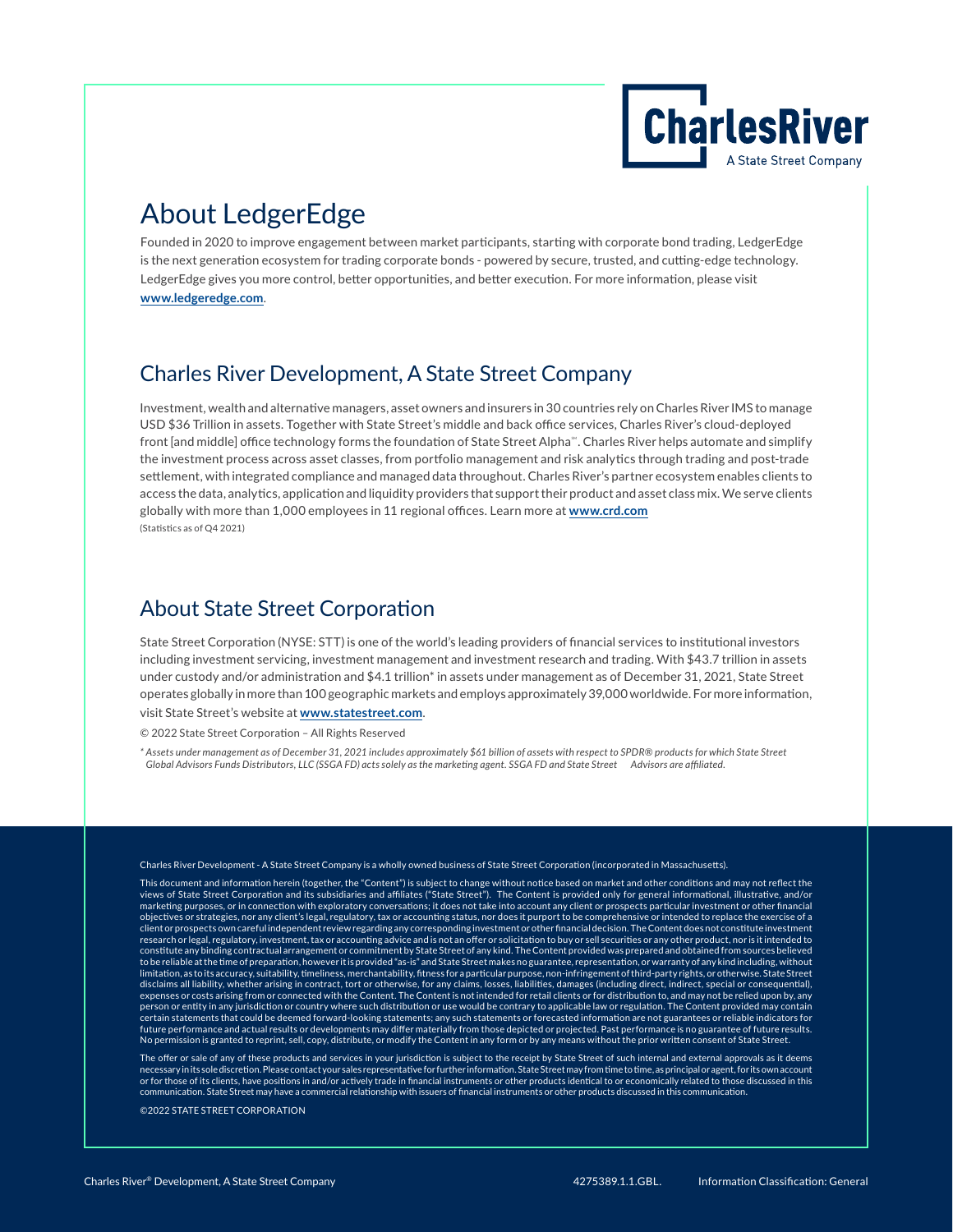# About LedgerEdge

Founded in 2020 to improve engagement between market participants, starting with corporate bond trading, LedgerEdge is the next generation ecosystem for trading corporate bonds - powered by secure, trusted, and cutting-edge technology. LedgerEdge gives you more control, better opportunities, and better execution. For more information, please visit **www.ledgeredge.com**.

## Charles River Development, A State Street Company

Investment, wealth and alternative managers, asset owners and insurers in 30 countries rely on Charles River IMS to manage USD $36 Trillion in assets. Together with State Street's middle and back office services, Charles River's cloud-deployed front [and middle] office technology forms the foundation of State Street Alpha℠. Charles River helps automate and simplify the investment process across asset classes, from portfolio management and risk analytics through trading and post-trade settlement, with integrated compliance and managed data throughout. Charles River's partner ecosystem enables clients to access the data, analytics, application and liquidity providers that support their product and asset class mix. We serve clients globally with more than 1,000 employees in 11 regional offices. Learn more at **www.crd.com**

(Statistics as of Q4 2021)

## About State Street Corporation

State Street Corporation (NYSE: STT) is one of the world's leading providers of financial services to institutional investors including investment servicing, investment management and investment research and trading. With $43.7 trillion in assets under custody and/or administration and $4.1 trillion* in assets under management as of December 31, 2021, State Street operates globally in more than 100 geographic markets and employs approximately 39,000 worldwide. For more information, visit State Street's website at **www.statestreet.com**.

© 2022 State Street Corporation – All Rights Reserved

*\* Assets under management as of December 31, 2021 includes approximately $61 billion of assets with respect to SPDR® products for which State Street Global Advisors Funds Distributors, LLC (SSGA FD) acts solely as the marketing agent. SSGA FD and State Street Advisors are affiliated.*

Charles River Development - A State Street Company is a wholly owned business of State Street Corporation (incorporated in Massachusetts).

This document and information herein (together, the "Content") is subject to change without notice based on market and other conditions and may not reflect the views of State Street Corporation and its subsidiaries and affiliates ("State Street"). The Content is provided only for general informational, illustrative, and/or marketing purposes, or in connection with exploratory conversations; it does not take into account any client or prospects particular investment or other financial objectives or strategies, nor any client's legal, regulatory, tax or accounting status, nor does it purport to be comprehensive or intended to replace the exercise of a client or prospects own careful independent review regarding any corresponding investment or other financial decision. The Content does not constitute investment research or legal, regulatory, investment, tax or accounting advice and is not an offer or solicitation to buy or sell securities or any other product, nor is it intended to constitute any binding contractual arrangement or commitment by State Street of any kind. The Content provided was prepared and obtained from sources believed to be reliable at the time of preparation, however it is provided "as-is" and State Street makes no guarantee, representation, or warranty of any kind including, without limitation, as to its accuracy, suitability, timeliness, merchantability, fitness for a particular purpose, non-infringement of third-party rights, or otherwise. State Street disclaims all liability, whether arising in contract, tort or otherwise, for any claims, losses, liabilities, damages (including direct, indirect, special or consequential), expenses or costs arising from or connected with the Content. The Content is not intended for retail clients or for distribution to, and may not be relied upon by, any person or entity in any jurisdiction or country where such distribution or use would be contrary to applicable law or regulation. The Content provided may contain certain statements that could be deemed forward-looking statements; any such statements or forecasted information are not guarantees or reliable indicators for future performance and actual results or developments may differ materially from those depicted or projected. Past performance is no guarantee of future results. No permission is granted to reprint, sell, copy, distribute, or modify the Content in any form or by any means without the prior written consent of State Street.

The offer or sale of any of these products and services in your jurisdiction is subject to the receipt by State Street of such internal and external approvals as it deems necessary in its sole discretion. Please contact your sales representative for further information. State Street may from time to time, as principal or agent, for its own account or for those of its clients, have positions in and/or actively trade in financial instruments or other products identical to or economically related to those discussed in this communication. State Street may have a commercial relationship with issuers of financial instruments or other products discussed in this communication.

©2022 STATE STREET CORPORATION

Charles River® Development, A State Street Company 4275389.1.1.GBL. Information Classification: General